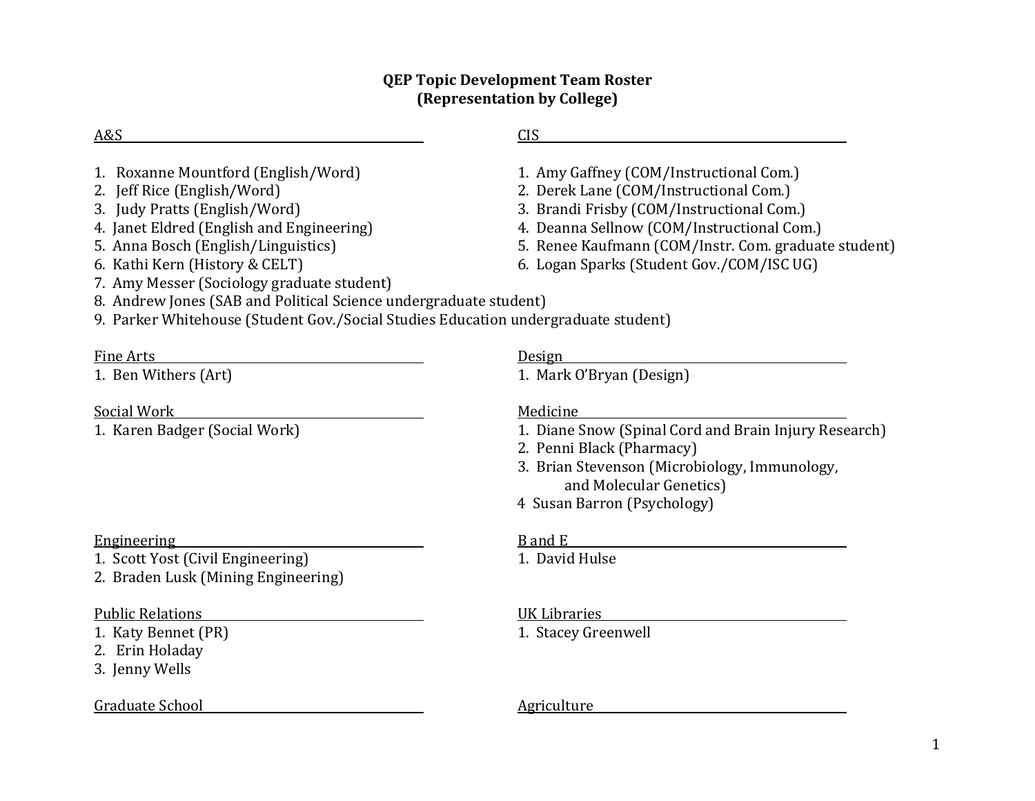# QEP Topic Development Team Roster
## (Representation by College)

**A&S**

1. Roxanne Mountford (English/Word)
2. Jeff Rice (English/Word)
3. Judy Pratts (English/Word)
4. Janet Eldred (English and Engineering)
5. Anna Bosch (English/Linguistics)
6. Kathi Kern (History & CELT)
7. Amy Messer (Sociology graduate student)
8. Andrew Jones (SAB and Political Science undergraduate student)
9. Parker Whitehouse (Student Gov./Social Studies Education undergraduate student)

**CIS**

1. Amy Gaffney (COM/Instructional Com.)
2. Derek Lane (COM/Instructional Com.)
3. Brandi Frisby (COM/Instructional Com.)
4. Deanna Sellnow (COM/Instructional Com.)
5. Renee Kaufmann (COM/Instr. Com. graduate student)
6. Logan Sparks (Student Gov./COM/ISC UG)

**Fine Arts**

1. Ben Withers (Art)

**Design**

1. Mark O'Bryan (Design)

**Social Work**

1. Karen Badger (Social Work)

**Medicine**

1. Diane Snow (Spinal Cord and Brain Injury Research)
2. Penni Black (Pharmacy)
3. Brian Stevenson (Microbiology, Immunology, and Molecular Genetics)
4. Susan Barron (Psychology)

**Engineering**

1. Scott Yost (Civil Engineering)
2. Braden Lusk (Mining Engineering)

**B and E**

1. David Hulse

**Public Relations**

1. Katy Bennet (PR)
2. Erin Holaday
3. Jenny Wells

**UK Libraries**

1. Stacey Greenwell

**Graduate School**

**Agriculture**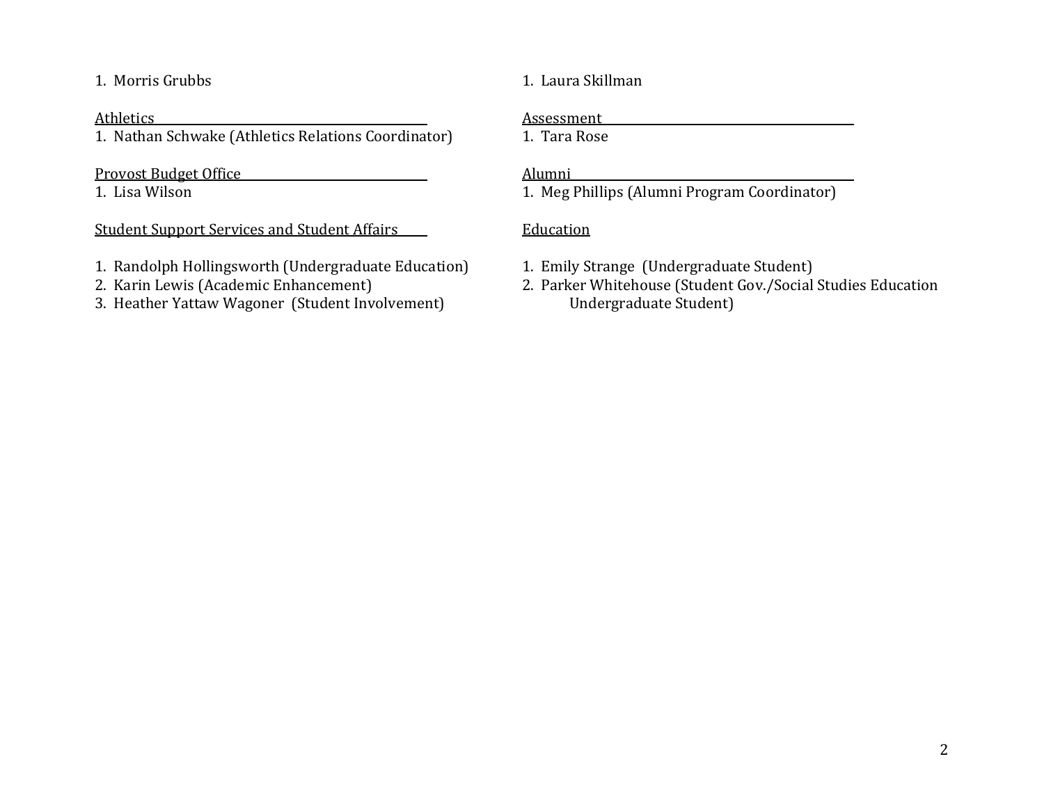1. Morris Grubbs

Athletics
1. Nathan Schwake (Athletics Relations Coordinator)

Provost Budget Office
1. Lisa Wilson

Student Support Services and Student Affairs

1. Randolph Hollingsworth (Undergraduate Education)
2. Karin Lewis (Academic Enhancement)
3. Heather Yattaw Wagoner (Student Involvement)

1. Laura Skillman

Assessment
1. Tara Rose

Alumni
1. Meg Phillips (Alumni Program Coordinator)

Education

1. Emily Strange (Undergraduate Student)
2. Parker Whitehouse (Student Gov./Social Studies Education Undergraduate Student)